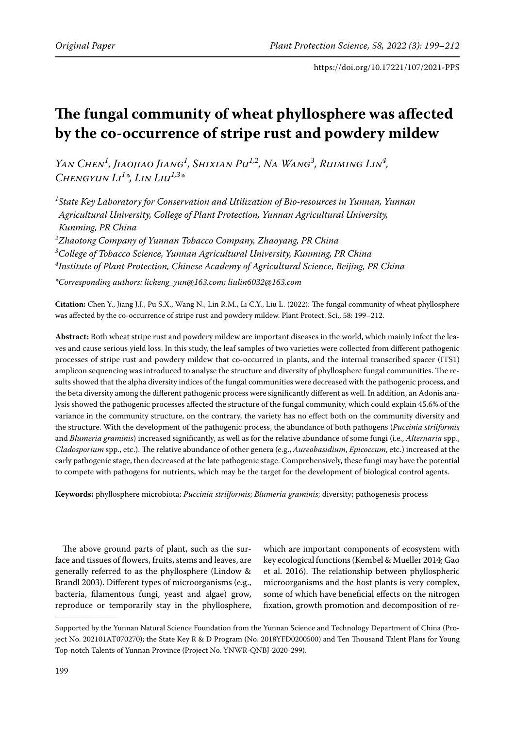Original Paper

https://doi.org/10.17221/107/2021-PPS

# The fungal community of wheat phyllosphere was affected by the co-occurrence of stripe rust and powdery mildew

*Yan Chen[1], Jiaojiao Jiang[1], Shixian Pu[1,2], Na Wang[3], Ruiming Lin[4], Chengyun Li[1]\*, Lin Liu[1,3]\**

*[1]State Key Laboratory for Conservation and Utilization of Bio-resources in Yunnan, Yunnan Agricultural University, College of Plant Protection, Yunnan Agricultural University, Kunming, PR China*

*[2]Zhaotong Company of Yunnan Tobacco Company, Zhaoyang, PR China*

*[3]College of Tobacco Science, Yunnan Agricultural University, Kunming, PR China*

*[4]Institute of Plant Protection, Chinese Academy of Agricultural Science, Beijing, PR China*

*\*Corresponding authors: licheng_yun@163.com; liulin6032@163.com*

**Citation:** Chen Y., Jiang J.J., Pu S.X., Wang N., Lin R.M., Li C.Y., Liu L. (2022): The fungal community of wheat phyllosphere was affected by the co-occurrence of stripe rust and powdery mildew. Plant Protect. Sci., 58: 199–212.

**Abstract:** Both wheat stripe rust and powdery mildew are important diseases in the world, which mainly infect the leaves and cause serious yield loss. In this study, the leaf samples of two varieties were collected from different pathogenic processes of stripe rust and powdery mildew that co-occurred in plants, and the internal transcribed spacer (ITS1) amplicon sequencing was introduced to analyse the structure and diversity of phyllosphere fungal communities. The results showed that the alpha diversity indices of the fungal communities were decreased with the pathogenic process, and the beta diversity among the different pathogenic process were significantly different as well. In addition, an Adonis analysis showed the pathogenic processes affected the structure of the fungal community, which could explain 45.6% of the variance in the community structure, on the contrary, the variety has no effect both on the community diversity and the structure. With the development of the pathogenic process, the abundance of both pathogens (*Puccinia striiformis* and *Blumeria graminis*) increased significantly, as well as for the relative abundance of some fungi (i.e., *Alternaria* spp., *Cladosporium* spp., etc.). The relative abundance of other genera (e.g., *Aureobasidium*, *Epicoccum*, etc.) increased at the early pathogenic stage, then decreased at the late pathogenic stage. Comprehensively, these fungi may have the potential to compete with pathogens for nutrients, which may be the target for the development of biological control agents.

**Keywords:** phyllosphere microbiota; *Puccinia striiformis*; *Blumeria graminis*; diversity; pathogenesis process

The above ground parts of plant, such as the surface and tissues of flowers, fruits, stems and leaves, are generally referred to as the phyllosphere (Lindow & Brandl 2003). Different types of microorganisms (e.g., bacteria, filamentous fungi, yeast and algae) grow, reproduce or temporarily stay in the phyllosphere, which are important components of ecosystem with key ecological functions (Kembel & Mueller 2014; Gao et al. 2016). The relationship between phyllospheric microorganisms and the host plants is very complex, some of which have beneficial effects on the nitrogen fixation, growth promotion and decomposition of re-

Supported by the Yunnan Natural Science Foundation from the Yunnan Science and Technology Department of China (Project No. 202101AT070270); the State Key R & D Program (No. 2018YFD0200500) and Ten Thousand Talent Plans for Young Top-notch Talents of Yunnan Province (Project No. YNWR-QNBJ-2020-299).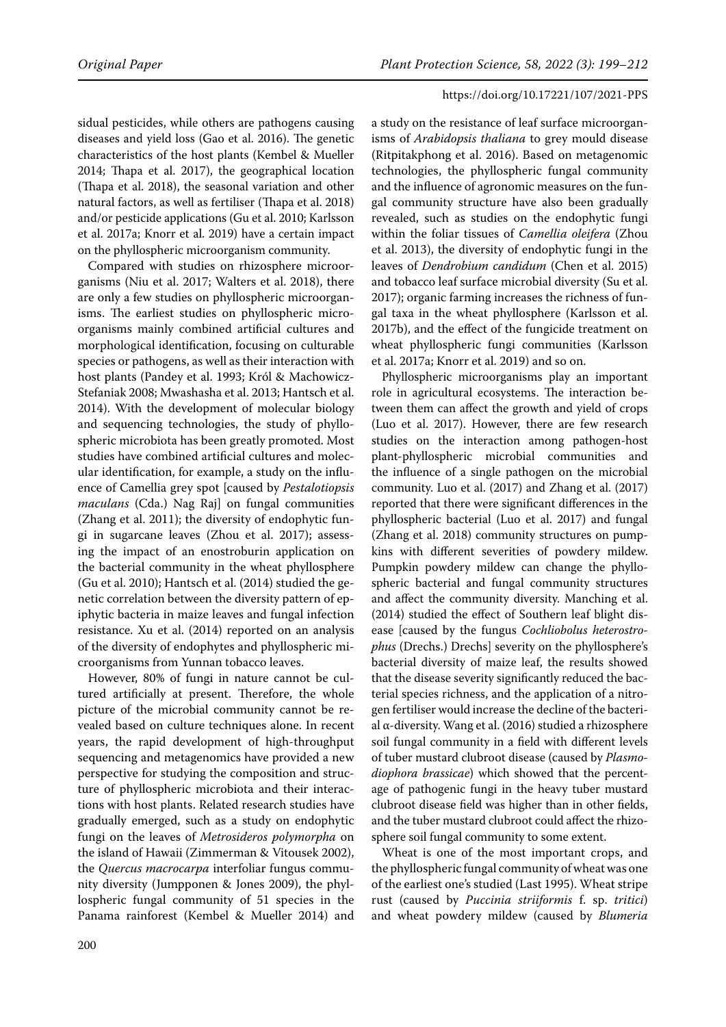sidual pesticides, while others are pathogens causing diseases and yield loss (Gao et al. 2016). The genetic characteristics of the host plants (Kembel & Mueller 2014; Thapa et al. 2017), the geographical location (Thapa et al. 2018), the seasonal variation and other natural factors, as well as fertiliser (Thapa et al. 2018) and/or pesticide applications (Gu et al. 2010; Karlsson et al. 2017a; Knorr et al. 2019) have a certain impact on the phyllospheric microorganism community.

Compared with studies on rhizosphere microorganisms (Niu et al. 2017; Walters et al. 2018), there are only a few studies on phyllospheric microorganisms. The earliest studies on phyllospheric microorganisms mainly combined artificial cultures and morphological identification, focusing on culturable species or pathogens, as well as their interaction with host plants (Pandey et al. 1993; Król & Machowicz-Stefaniak 2008; Mwashasha et al. 2013; Hantsch et al. 2014). With the development of molecular biology and sequencing technologies, the study of phyllospheric microbiota has been greatly promoted. Most studies have combined artificial cultures and molecular identification, for example, a study on the influence of Camellia grey spot [caused by *Pestalotiopsis maculans* (Cda.) Nag Raj] on fungal communities (Zhang et al. 2011); the diversity of endophytic fungi in sugarcane leaves (Zhou et al. 2017); assessing the impact of an enostroburin application on the bacterial community in the wheat phyllosphere (Gu et al. 2010); Hantsch et al. (2014) studied the genetic correlation between the diversity pattern of epiphytic bacteria in maize leaves and fungal infection resistance. Xu et al. (2014) reported on an analysis of the diversity of endophytes and phyllospheric microorganisms from Yunnan tobacco leaves.

However, 80% of fungi in nature cannot be cultured artificially at present. Therefore, the whole picture of the microbial community cannot be revealed based on culture techniques alone. In recent years, the rapid development of high-throughput sequencing and metagenomics have provided a new perspective for studying the composition and structure of phyllospheric microbiota and their interactions with host plants. Related research studies have gradually emerged, such as a study on endophytic fungi on the leaves of *Metrosideros polymorpha* on the island of Hawaii (Zimmerman & Vitousek 2002), the *Quercus macrocarpa* interfoliar fungus community diversity (Jumpponen & Jones 2009), the phyllospheric fungal community of 51 species in the Panama rainforest (Kembel & Mueller 2014) and a study on the resistance of leaf surface microorganisms of *Arabidopsis thaliana* to grey mould disease (Ritpitakphong et al. 2016). Based on metagenomic technologies, the phyllospheric fungal community and the influence of agronomic measures on the fungal community structure have also been gradually revealed, such as studies on the endophytic fungi within the foliar tissues of *Camellia oleifera* (Zhou et al. 2013), the diversity of endophytic fungi in the leaves of *Dendrobium candidum* (Chen et al. 2015) and tobacco leaf surface microbial diversity (Su et al. 2017); organic farming increases the richness of fungal taxa in the wheat phyllosphere (Karlsson et al. 2017b), and the effect of the fungicide treatment on wheat phyllospheric fungi communities (Karlsson et al. 2017a; Knorr et al. 2019) and so on.

Phyllospheric microorganisms play an important role in agricultural ecosystems. The interaction between them can affect the growth and yield of crops (Luo et al. 2017). However, there are few research studies on the interaction among pathogen-host plant-phyllospheric microbial communities and the influence of a single pathogen on the microbial community. Luo et al. (2017) and Zhang et al. (2017) reported that there were significant differences in the phyllospheric bacterial (Luo et al. 2017) and fungal (Zhang et al. 2018) community structures on pumpkins with different severities of powdery mildew. Pumpkin powdery mildew can change the phyllospheric bacterial and fungal community structures and affect the community diversity. Manching et al. (2014) studied the effect of Southern leaf blight disease [caused by the fungus *Cochliobolus heterostrophus* (Drechs.) Drechs] severity on the phyllosphere's bacterial diversity of maize leaf, the results showed that the disease severity significantly reduced the bacterial species richness, and the application of a nitrogen fertiliser would increase the decline of the bacterial α-diversity. Wang et al. (2016) studied a rhizosphere soil fungal community in a field with different levels of tuber mustard clubroot disease (caused by *Plasmodiophora brassicae*) which showed that the percentage of pathogenic fungi in the heavy tuber mustard clubroot disease field was higher than in other fields, and the tuber mustard clubroot could affect the rhizosphere soil fungal community to some extent.

Wheat is one of the most important crops, and the phyllospheric fungal community of wheat was one of the earliest one's studied (Last 1995). Wheat stripe rust (caused by *Puccinia striiformis* f. sp. *tritici*) and wheat powdery mildew (caused by *Blumeria*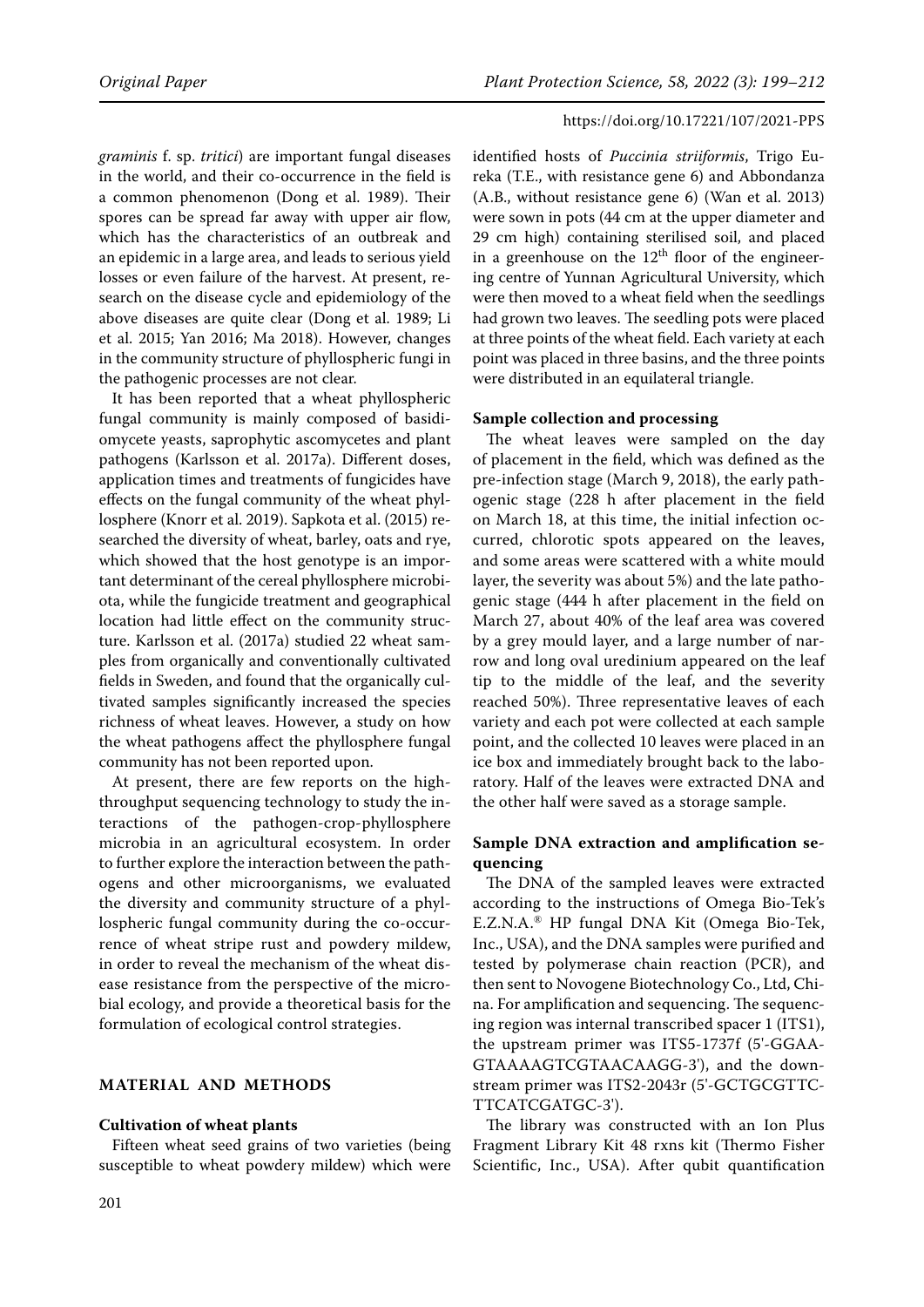*graminis* f. sp. *tritici*) are important fungal diseases in the world, and their co-occurrence in the field is a common phenomenon (Dong et al. 1989). Their spores can be spread far away with upper air flow, which has the characteristics of an outbreak and an epidemic in a large area, and leads to serious yield losses or even failure of the harvest. At present, research on the disease cycle and epidemiology of the above diseases are quite clear (Dong et al. 1989; Li et al. 2015; Yan 2016; Ma 2018). However, changes in the community structure of phyllospheric fungi in the pathogenic processes are not clear.

It has been reported that a wheat phyllospheric fungal community is mainly composed of basidiomycete yeasts, saprophytic ascomycetes and plant pathogens (Karlsson et al. 2017a). Different doses, application times and treatments of fungicides have effects on the fungal community of the wheat phyllosphere (Knorr et al. 2019). Sapkota et al. (2015) researched the diversity of wheat, barley, oats and rye, which showed that the host genotype is an important determinant of the cereal phyllosphere microbiota, while the fungicide treatment and geographical location had little effect on the community structure. Karlsson et al. (2017a) studied 22 wheat samples from organically and conventionally cultivated fields in Sweden, and found that the organically cultivated samples significantly increased the species richness of wheat leaves. However, a study on how the wheat pathogens affect the phyllosphere fungal community has not been reported upon.

At present, there are few reports on the high-throughput sequencing technology to study the interactions of the pathogen-crop-phyllosphere microbia in an agricultural ecosystem. In order to further explore the interaction between the pathogens and other microorganisms, we evaluated the diversity and community structure of a phyllospheric fungal community during the co-occurrence of wheat stripe rust and powdery mildew, in order to reveal the mechanism of the wheat disease resistance from the perspective of the microbial ecology, and provide a theoretical basis for the formulation of ecological control strategies.

## MATERIAL AND METHODS

### Cultivation of wheat plants

Fifteen wheat seed grains of two varieties (being susceptible to wheat powdery mildew) which were identified hosts of *Puccinia striiformis*, Trigo Eureka (T.E., with resistance gene 6) and Abbondanza (A.B., without resistance gene 6) (Wan et al. 2013) were sown in pots (44 cm at the upper diameter and 29 cm high) containing sterilised soil, and placed in a greenhouse on the 12th floor of the engineering centre of Yunnan Agricultural University, which were then moved to a wheat field when the seedlings had grown two leaves. The seedling pots were placed at three points of the wheat field. Each variety at each point was placed in three basins, and the three points were distributed in an equilateral triangle.

### Sample collection and processing

The wheat leaves were sampled on the day of placement in the field, which was defined as the pre-infection stage (March 9, 2018), the early pathogenic stage (228 h after placement in the field on March 18, at this time, the initial infection occurred, chlorotic spots appeared on the leaves, and some areas were scattered with a white mould layer, the severity was about 5%) and the late pathogenic stage (444 h after placement in the field on March 27, about 40% of the leaf area was covered by a grey mould layer, and a large number of narrow and long oval uredinium appeared on the leaf tip to the middle of the leaf, and the severity reached 50%). Three representative leaves of each variety and each pot were collected at each sample point, and the collected 10 leaves were placed in an ice box and immediately brought back to the laboratory. Half of the leaves were extracted DNA and the other half were saved as a storage sample.

### Sample DNA extraction and amplification sequencing

The DNA of the sampled leaves were extracted according to the instructions of Omega Bio-Tek's E.Z.N.A.® HP fungal DNA Kit (Omega Bio-Tek, Inc., USA), and the DNA samples were purified and tested by polymerase chain reaction (PCR), and then sent to Novogene Biotechnology Co., Ltd, China. For amplification and sequencing. The sequencing region was internal transcribed spacer 1 (ITS1), the upstream primer was ITS5-1737f (5'-GGAAGTAAAAGTCGTAACAAGG-3'), and the downstream primer was ITS2-2043r (5'-GCTGCGTTCTTCATCGATGC-3').

The library was constructed with an Ion Plus Fragment Library Kit 48 rxns kit (Thermo Fisher Scientific, Inc., USA). After qubit quantification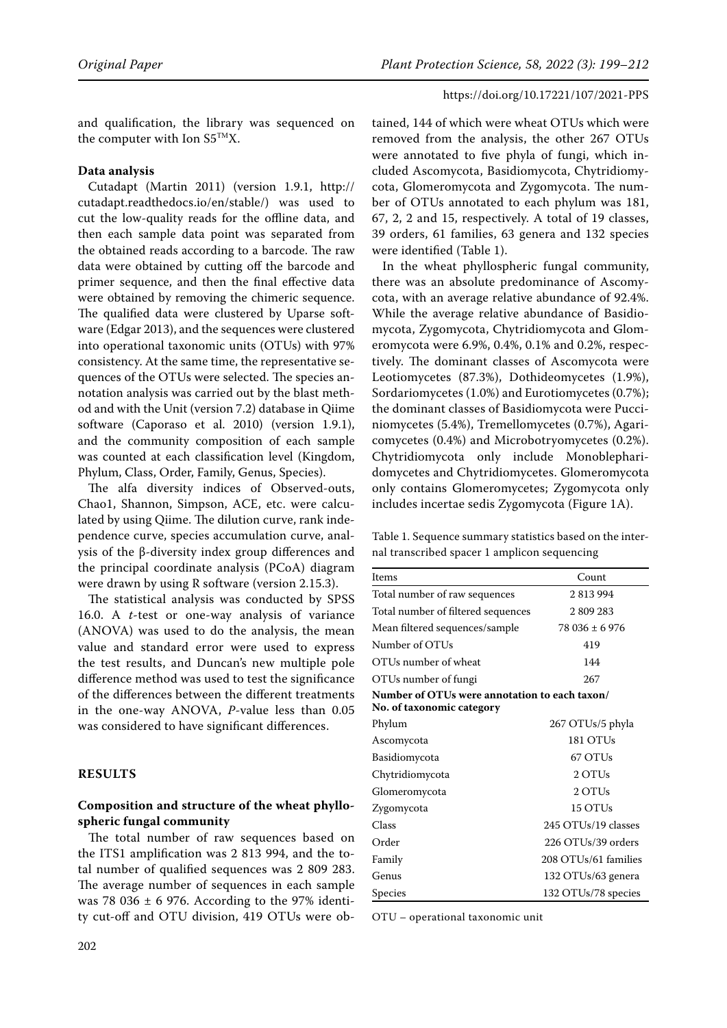and qualification, the library was sequenced on the computer with Ion S5™X.

### Data analysis

Cutadapt (Martin 2011) (version 1.9.1, http://cutadapt.readthedocs.io/en/stable/) was used to cut the low-quality reads for the offline data, and then each sample data point was separated from the obtained reads according to a barcode. The raw data were obtained by cutting off the barcode and primer sequence, and then the final effective data were obtained by removing the chimeric sequence. The qualified data were clustered by Uparse software (Edgar 2013), and the sequences were clustered into operational taxonomic units (OTUs) with 97% consistency. At the same time, the representative sequences of the OTUs were selected. The species annotation analysis was carried out by the blast method and with the Unit (version 7.2) database in Qiime software (Caporaso et al. 2010) (version 1.9.1), and the community composition of each sample was counted at each classification level (Kingdom, Phylum, Class, Order, Family, Genus, Species).

The alfa diversity indices of Observed-outs, Chao1, Shannon, Simpson, ACE, etc. were calculated by using Qiime. The dilution curve, rank independence curve, species accumulation curve, analysis of the β-diversity index group differences and the principal coordinate analysis (PCoA) diagram were drawn by using R software (version 2.15.3).

The statistical analysis was conducted by SPSS 16.0. A *t*-test or one-way analysis of variance (ANOVA) was used to do the analysis, the mean value and standard error were used to express the test results, and Duncan's new multiple pole difference method was used to test the significance of the differences between the different treatments in the one-way ANOVA, *P*-value less than 0.05 was considered to have significant differences.

## RESULTS

### Composition and structure of the wheat phyllospheric fungal community

The total number of raw sequences based on the ITS1 amplification was 2 813 994, and the total number of qualified sequences was 2 809 283. The average number of sequences in each sample was 78 036 ± 6 976. According to the 97% identity cut-off and OTU division, 419 OTUs were obtained, 144 of which were wheat OTUs which were removed from the analysis, the other 267 OTUs were annotated to five phyla of fungi, which included Ascomycota, Basidiomycota, Chytridiomycota, Glomeromycota and Zygomycota. The number of OTUs annotated to each phylum was 181, 67, 2, 2 and 15, respectively. A total of 19 classes, 39 orders, 61 families, 63 genera and 132 species were identified (Table 1).

In the wheat phyllospheric fungal community, there was an absolute predominance of Ascomycota, with an average relative abundance of 92.4%. While the average relative abundance of Basidiomycota, Zygomycota, Chytridiomycota and Glomeromycota were 6.9%, 0.4%, 0.1% and 0.2%, respectively. The dominant classes of Ascomycota were Leotiomycetes (87.3%), Dothideomycetes (1.9%), Sordariomycetes (1.0%) and Eurotiomycetes (0.7%); the dominant classes of Basidiomycota were Pucciniomycetes (5.4%), Tremellomycetes (0.7%), Agaricomycetes (0.4%) and Microbotryomycetes (0.2%). Chytridiomycota only include Monoblepharidomycetes and Chytridiomycetes. Glomeromycota only contains Glomeromycetes; Zygomycota only includes incertae sedis Zygomycota (Figure 1A).

Table 1. Sequence summary statistics based on the internal transcribed spacer 1 amplicon sequencing

| Items | Count |
|---|---|
| Total number of raw sequences | 2 813 994 |
| Total number of filtered sequences | 2 809 283 |
| Mean filtered sequences/sample | 78 036 ± 6 976 |
| Number of OTUs | 419 |
| OTUs number of wheat | 144 |
| OTUs number of fungi | 267 |
| **Number of OTUs were annotation to each taxon/ No. of taxonomic category** | |
| Phylum | 267 OTUs/5 phyla |
| Ascomycota | 181 OTUs |
| Basidiomycota | 67 OTUs |
| Chytridiomycota | 2 OTUs |
| Glomeromycota | 2 OTUs |
| Zygomycota | 15 OTUs |
| Class | 245 OTUs/19 classes |
| Order | 226 OTUs/39 orders |
| Family | 208 OTUs/61 families |
| Genus | 132 OTUs/63 genera |
| Species | 132 OTUs/78 species |

OTU – operational taxonomic unit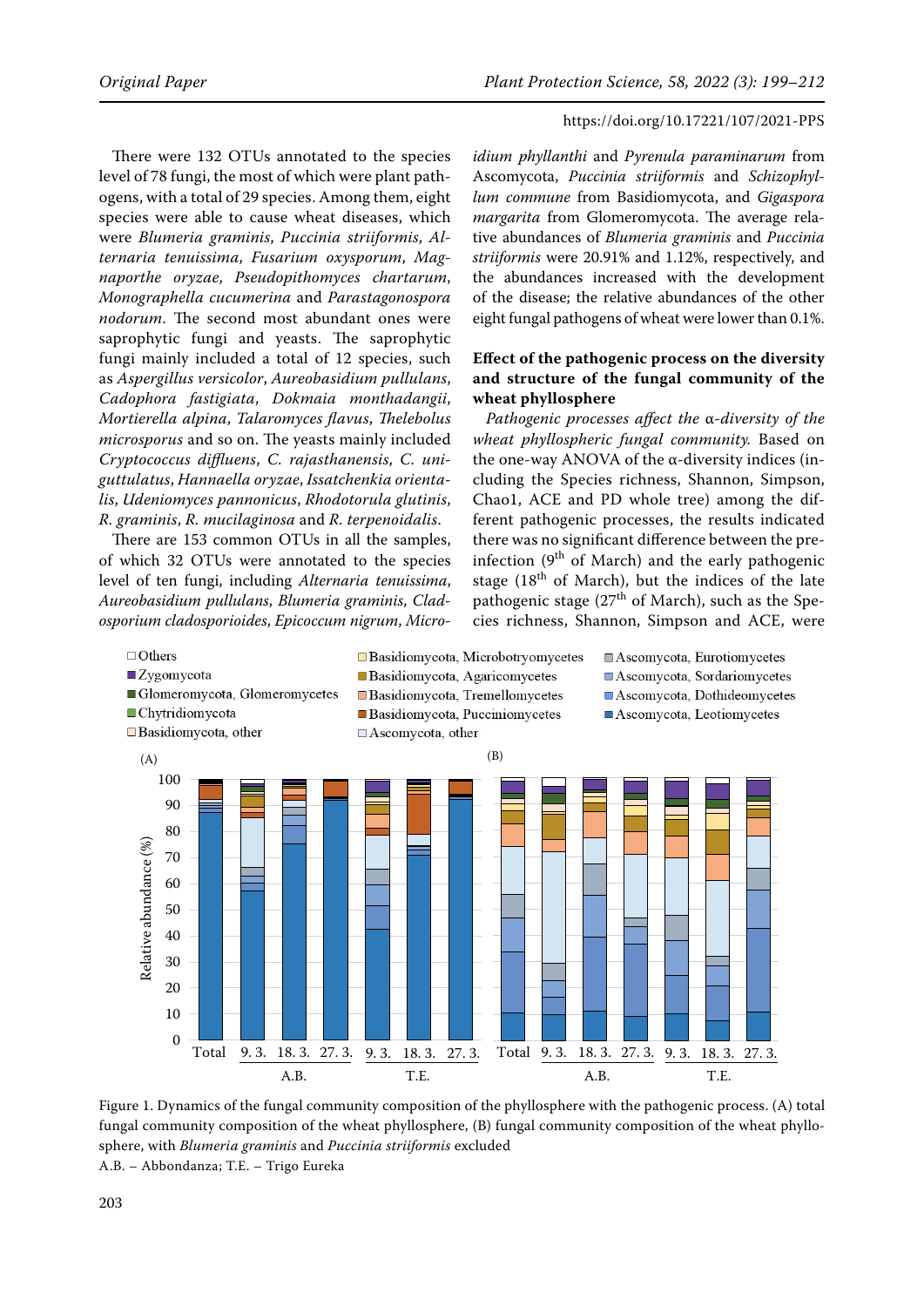There were 132 OTUs annotated to the species level of 78 fungi, the most of which were plant pathogens, with a total of 29 species. Among them, eight species were able to cause wheat diseases, which were *Blumeria graminis*, *Puccinia striiformis*, *Alternaria tenuissima*, *Fusarium oxysporum*, *Magnaporthe oryzae*, *Pseudopithomyces chartarum*, *Monographella cucumerina* and *Parastagonospora nodorum*. The second most abundant ones were saprophytic fungi and yeasts. The saprophytic fungi mainly included a total of 12 species, such as *Aspergillus versicolor*, *Aureobasidium pullulans*, *Cadophora fastigiata*, *Dokmaia monthadangii*, *Mortierella alpina*, *Talaromyces flavus*, *Thelebolus microsporus* and so on. The yeasts mainly included *Cryptococcus diffluens*, *C. rajasthanensis*, *C. uniguttulatus*, *Hannaella oryzae*, *Issatchenkia orientalis*, *Udeniomyces pannonicus*, *Rhodotorula glutinis*, *R. graminis*, *R. mucilaginosa* and *R. terpenoidalis*.

There are 153 common OTUs in all the samples, of which 32 OTUs were annotated to the species level of ten fungi, including *Alternaria tenuissima*, *Aureobasidium pullulans*, *Blumeria graminis*, *Cladosporium cladosporioides*, *Epicoccum nigrum*, *Microidium phyllanthi* and *Pyrenula paraminarum* from Ascomycota, *Puccinia striiformis* and *Schizophyllum commune* from Basidiomycota, and *Gigaspora margarita* from Glomeromycota. The average relative abundances of *Blumeria graminis* and *Puccinia striiformis* were 20.91% and 1.12%, respectively, and the abundances increased with the development of the disease; the relative abundances of the other eight fungal pathogens of wheat were lower than 0.1%.

**Effect of the pathogenic process on the diversity and structure of the fungal community of the wheat phyllosphere**

*Pathogenic processes affect the α-diversity of the wheat phyllospheric fungal community.* Based on the one-way ANOVA of the α-diversity indices (including the Species richness, Shannon, Simpson, Chao1, ACE and PD whole tree) among the different pathogenic processes, the results indicated there was no significant difference between the pre-infection (9th of March) and the early pathogenic stage (18th of March), but the indices of the late pathogenic stage (27th of March), such as the Species richness, Shannon, Simpson and ACE, were

Figure 1. Dynamics of the fungal community composition of the phyllosphere with the pathogenic process. (A) total fungal community composition of the wheat phyllosphere, (B) fungal community composition of the wheat phyllosphere, with *Blumeria graminis* and *Puccinia striiformis* excluded

A.B. – Abbondanza; T.E. – Trigo Eureka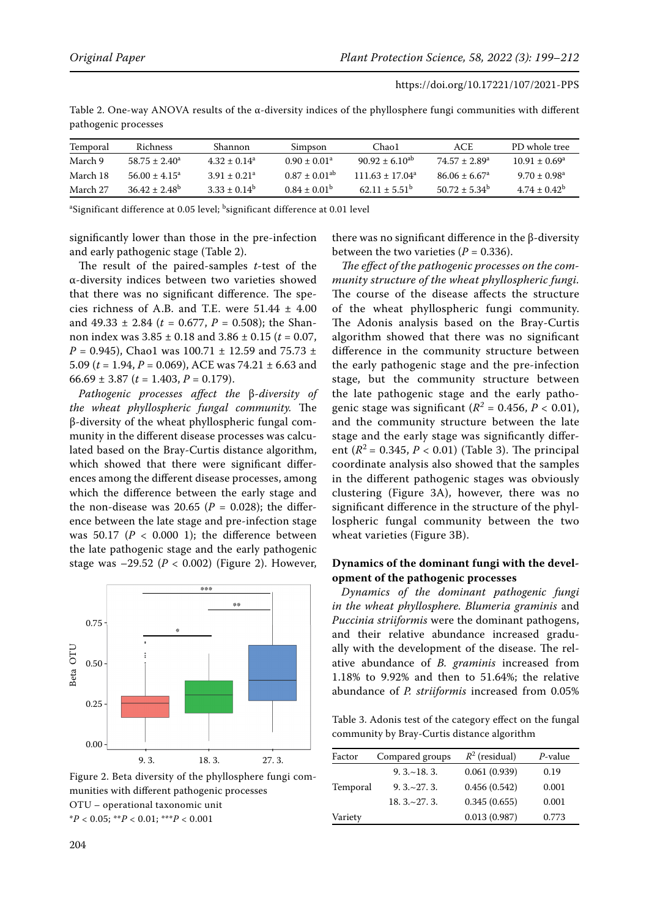Table 2. One-way ANOVA results of the α-diversity indices of the phyllosphere fungi communities with different pathogenic processes

| Temporal | Richness | Shannon | Simpson | Chao1 | ACE | PD whole tree |
|---|---|---|---|---|---|---|
| March 9 | $58.75 \pm 2.40^{a}$ | $4.32 \pm 0.14^{a}$ | $0.90 \pm 0.01^{a}$ | $90.92 \pm 6.10^{ab}$ | $74.57 \pm 2.89^{a}$ | $10.91 \pm 0.69^{a}$ |
| March 18 | $56.00 \pm 4.15^{a}$ | $3.91 \pm 0.21^{a}$ | $0.87 \pm 0.01^{ab}$ | $111.63 \pm 17.04^{a}$ | $86.06 \pm 6.67^{a}$ | $9.70 \pm 0.98^{a}$ |
| March 27 | $36.42 \pm 2.48^{b}$ | $3.33 \pm 0.14^{b}$ | $0.84 \pm 0.01^{b}$ | $62.11 \pm 5.51^{b}$ | $50.72 \pm 5.34^{b}$ | $4.74 \pm 0.42^{b}$ |

[a]Significant difference at 0.05 level; [b]significant difference at 0.01 level

significantly lower than those in the pre-infection and early pathogenic stage (Table 2).

The result of the paired-samples *t*-test of the α-diversity indices between two varieties showed that there was no significant difference. The species richness of A.B. and T.E. were 51.44 ± 4.00 and 49.33 ± 2.84 ($t$ = 0.677, $P$ = 0.508); the Shannon index was 3.85 ± 0.18 and 3.86 ± 0.15 ($t$ = 0.07, $P$ = 0.945), Chao1 was 100.71 ± 12.59 and 75.73 ± 5.09 ($t$ = 1.94, $P$ = 0.069), ACE was 74.21 ± 6.63 and 66.69 ± 3.87 ($t$ = 1.403, $P$ = 0.179).

*Pathogenic processes affect the* β*-diversity of the wheat phyllospheric fungal community.* The β-diversity of the wheat phyllospheric fungal community in the different disease processes was calculated based on the Bray-Curtis distance algorithm, which showed that there were significant differences among the different disease processes, among which the difference between the early stage and the non-disease was 20.65 ($P$ = 0.028); the difference between the late stage and pre-infection stage was 50.17 ($P$ < 0.000 1); the difference between the late pathogenic stage and the early pathogenic stage was –29.52 ($P$ < 0.002) (Figure 2). However, there was no significant difference in the β-diversity between the two varieties ($P$ = 0.336).

Figure 2. Beta diversity of the phyllosphere fungi communities with different pathogenic processes

OTU – operational taxonomic unit

*$P$ < 0.05; **$P$ < 0.01; ***$P$ < 0.001

*The effect of the pathogenic processes on the community structure of the wheat phyllospheric fungi.* The course of the disease affects the structure of the wheat phyllospheric fungi community. The Adonis analysis based on the Bray-Curtis algorithm showed that there was no significant difference in the community structure between the early pathogenic stage and the pre-infection stage, but the community structure between the late pathogenic stage and the early pathogenic stage was significant ($R^2$ = 0.456, $P$ < 0.01), and the community structure between the late stage and the early stage was significantly different ($R^2$ = 0.345, $P$ < 0.01) (Table 3). The principal coordinate analysis also showed that the samples in the different pathogenic stages was obviously clustering (Figure 3A), however, there was no significant difference in the structure of the phyllospheric fungal community between the two wheat varieties (Figure 3B).

### Dynamics of the dominant fungi with the development of the pathogenic processes

*Dynamics of the dominant pathogenic fungi in the wheat phyllosphere. Blumeria graminis* and *Puccinia striiformis* were the dominant pathogens, and their relative abundance increased gradually with the development of the disease. The relative abundance of *B. graminis* increased from 1.18% to 9.92% and then to 51.64%; the relative abundance of *P. striiformis* increased from 0.05%

Table 3. Adonis test of the category effect on the fungal community by Bray-Curtis distance algorithm

| Factor | Compared groups | $R^2$ (residual) | $P$-value |
|---|---|---|---|
| Temporal | 9. 3.~18. 3. | 0.061 (0.939) | 0.19 |
| | 9. 3.~27. 3. | 0.456 (0.542) | 0.001 |
| | 18. 3.~27. 3. | 0.345 (0.655) | 0.001 |
| Variety | | 0.013 (0.987) | 0.773 |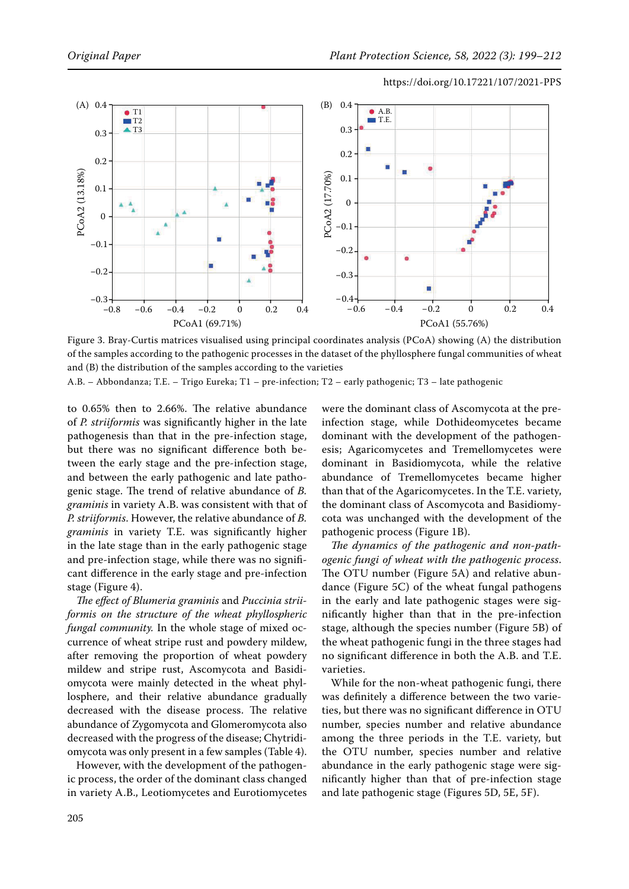Figure 3. Bray-Curtis matrices visualised using principal coordinates analysis (PCoA) showing (A) the distribution of the samples according to the pathogenic processes in the dataset of the phyllosphere fungal communities of wheat and (B) the distribution of the samples according to the varieties

A.B. – Abbondanza; T.E. – Trigo Eureka; T1 – pre-infection; T2 – early pathogenic; T3 – late pathogenic

to 0.65% then to 2.66%. The relative abundance of *P. striiformis* was significantly higher in the late pathogenesis than that in the pre-infection stage, but there was no significant difference both between the early stage and the pre-infection stage, and between the early pathogenic and late pathogenic stage. The trend of relative abundance of *B. graminis* in variety A.B. was consistent with that of *P. striiformis*. However, the relative abundance of *B. graminis* in variety T.E. was significantly higher in the late stage than in the early pathogenic stage and pre-infection stage, while there was no significant difference in the early stage and pre-infection stage (Figure 4).

*The effect of Blumeria graminis and Puccinia striiformis on the structure of the wheat phyllospheric fungal community.* In the whole stage of mixed occurrence of wheat stripe rust and powdery mildew, after removing the proportion of wheat powdery mildew and stripe rust, Ascomycota and Basidiomycota were mainly detected in the wheat phyllosphere, and their relative abundance gradually decreased with the disease process. The relative abundance of Zygomycota and Glomeromycota also decreased with the progress of the disease; Chytridiomycota was only present in a few samples (Table 4).

However, with the development of the pathogenic process, the order of the dominant class changed in variety A.B., Leotiomycetes and Eurotiomycetes were the dominant class of Ascomycota at the pre-infection stage, while Dothideomycetes became dominant with the development of the pathogenesis; Agaricomycetes and Tremellomycetes were dominant in Basidiomycota, while the relative abundance of Tremellomycetes became higher than that of the Agaricomycetes. In the T.E. variety, the dominant class of Ascomycota and Basidiomycota was unchanged with the development of the pathogenic process (Figure 1B).

*The dynamics of the pathogenic and non-pathogenic fungi of wheat with the pathogenic process.* The OTU number (Figure 5A) and relative abundance (Figure 5C) of the wheat fungal pathogens in the early and late pathogenic stages were significantly higher than that in the pre-infection stage, although the species number (Figure 5B) of the wheat pathogenic fungi in the three stages had no significant difference in both the A.B. and T.E. varieties.

While for the non-wheat pathogenic fungi, there was definitely a difference between the two varieties, but there was no significant difference in OTU number, species number and relative abundance among the three periods in the T.E. variety, but the OTU number, species number and relative abundance in the early pathogenic stage were significantly higher than that of pre-infection stage and late pathogenic stage (Figures 5D, 5E, 5F).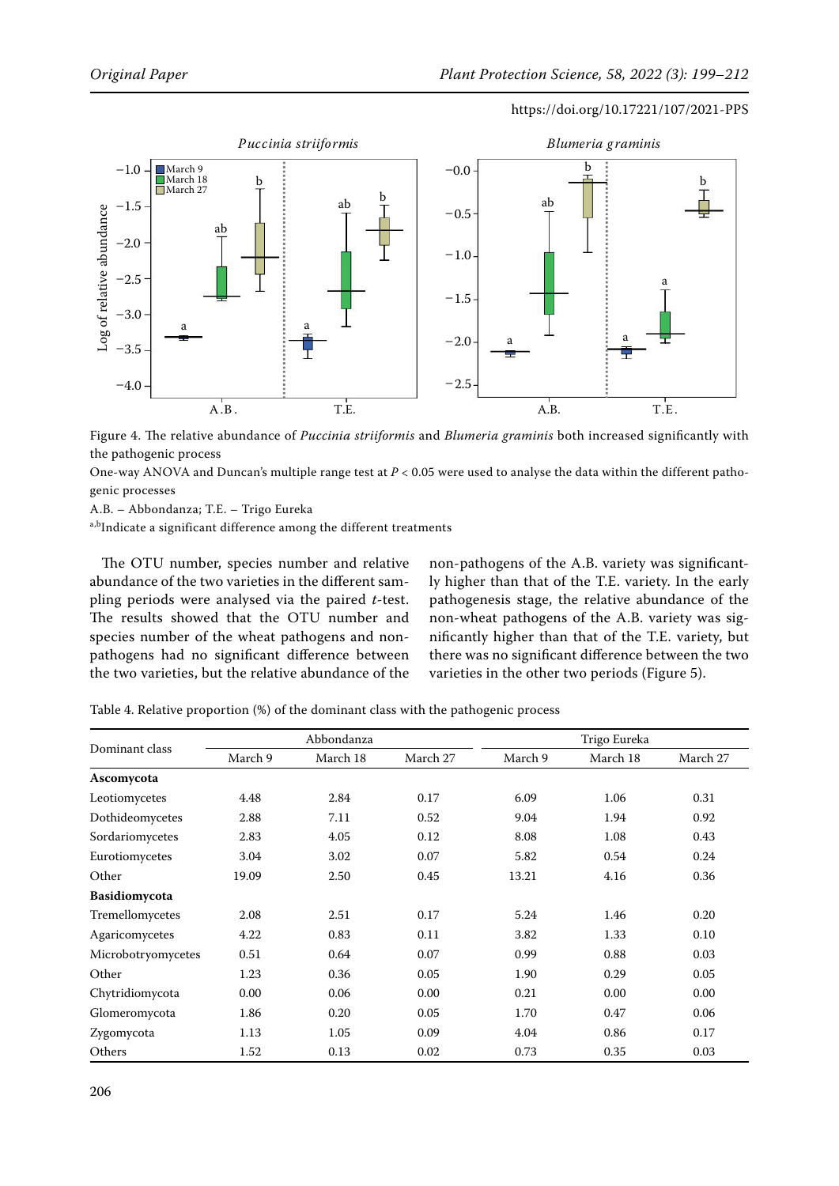Figure 4. The relative abundance of *Puccinia striiformis* and *Blumeria graminis* both increased significantly with the pathogenic process

One-way ANOVA and Duncan's multiple range test at $P < 0.05$ were used to analyse the data within the different pathogenic processes

A.B. – Abbondanza; T.E. – Trigo Eureka

[a,b]Indicate a significant difference among the different treatments

The OTU number, species number and relative abundance of the two varieties in the different sampling periods were analysed via the paired *t*-test. The results showed that the OTU number and species number of the wheat pathogens and non-pathogens had no significant difference between the two varieties, but the relative abundance of the non-pathogens of the A.B. variety was significantly higher than that of the T.E. variety. In the early pathogenesis stage, the relative abundance of the non-wheat pathogens of the A.B. variety was significantly higher than that of the T.E. variety, but there was no significant difference between the two varieties in the other two periods (Figure 5).

Table 4. Relative proportion (%) of the dominant class with the pathogenic process

| Dominant class | Abbondanza | | | Trigo Eureka | | |
|---|---|---|---|---|---|---|
| | March 9 | March 18 | March 27 | March 9 | March 18 | March 27 |
| **Ascomycota** | | | | | | |
| Leotiomycetes | 4.48 | 2.84 | 0.17 | 6.09 | 1.06 | 0.31 |
| Dothideomycetes | 2.88 | 7.11 | 0.52 | 9.04 | 1.94 | 0.92 |
| Sordariomycetes | 2.83 | 4.05 | 0.12 | 8.08 | 1.08 | 0.43 |
| Eurotiomycetes | 3.04 | 3.02 | 0.07 | 5.82 | 0.54 | 0.24 |
| Other | 19.09 | 2.50 | 0.45 | 13.21 | 4.16 | 0.36 |
| **Basidiomycota** | | | | | | |
| Tremellomycetes | 2.08 | 2.51 | 0.17 | 5.24 | 1.46 | 0.20 |
| Agaricomycetes | 4.22 | 0.83 | 0.11 | 3.82 | 1.33 | 0.10 |
| Microbotryomycetes | 0.51 | 0.64 | 0.07 | 0.99 | 0.88 | 0.03 |
| Other | 1.23 | 0.36 | 0.05 | 1.90 | 0.29 | 0.05 |
| Chytridiomycota | 0.00 | 0.06 | 0.00 | 0.21 | 0.00 | 0.00 |
| Glomeromycota | 1.86 | 0.20 | 0.05 | 1.70 | 0.47 | 0.06 |
| Zygomycota | 1.13 | 1.05 | 0.09 | 4.04 | 0.86 | 0.17 |
| Others | 1.52 | 0.13 | 0.02 | 0.73 | 0.35 | 0.03 |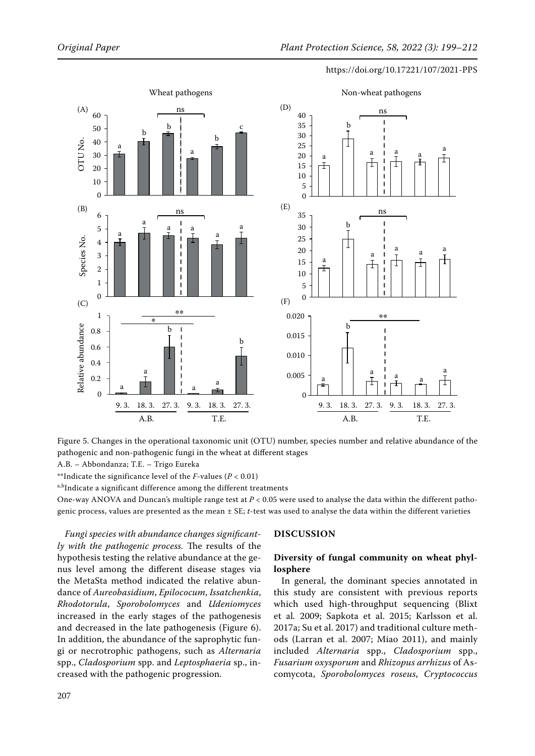Figure 5. Changes in the operational taxonomic unit (OTU) number, species number and relative abundance of the pathogenic and non-pathogenic fungi in the wheat at different stages

A.B. – Abbondanza; T.E. – Trigo Eureka

**Indicate the significance level of the *F*-values ($P < 0.01$)

a,bIndicate a significant difference among the different treatments

One-way ANOVA and Duncan's multiple range test at $P < 0.05$ were used to analyse the data within the different pathogenic process, values are presented as the mean ± SE; *t*-test was used to analyse the data within the different varieties

*Fungi species with abundance changes significantly with the pathogenic process.* The results of the hypothesis testing the relative abundance at the genus level among the different disease stages via the MetaSta method indicated the relative abundance of *Aureobasidium*, *Epilococum*, *Issatchenkia*, *Rhodotorula*, *Sporobolomyces* and *Udeniomyces* increased in the early stages of the pathogenesis and decreased in the late pathogenesis (Figure 6). In addition, the abundance of the saprophytic fungi or necrotrophic pathogens, such as *Alternaria* spp., *Cladosporium* spp. and *Leptosphaeria* sp., increased with the pathogenic progression.

## DISCUSSION

### Diversity of fungal community on wheat phyllosphere

In general, the dominant species annotated in this study are consistent with previous reports which used high-throughput sequencing (Blixt et al. 2009; Sapkota et al. 2015; Karlsson et al. 2017a; Su et al. 2017) and traditional culture methods (Larran et al. 2007; Miao 2011), and mainly included *Alternaria* spp., *Cladosporium* spp., *Fusarium oxysporum* and *Rhizopus arrhizus* of Ascomycota, *Sporobolomyces roseus*, *Cryptococcus*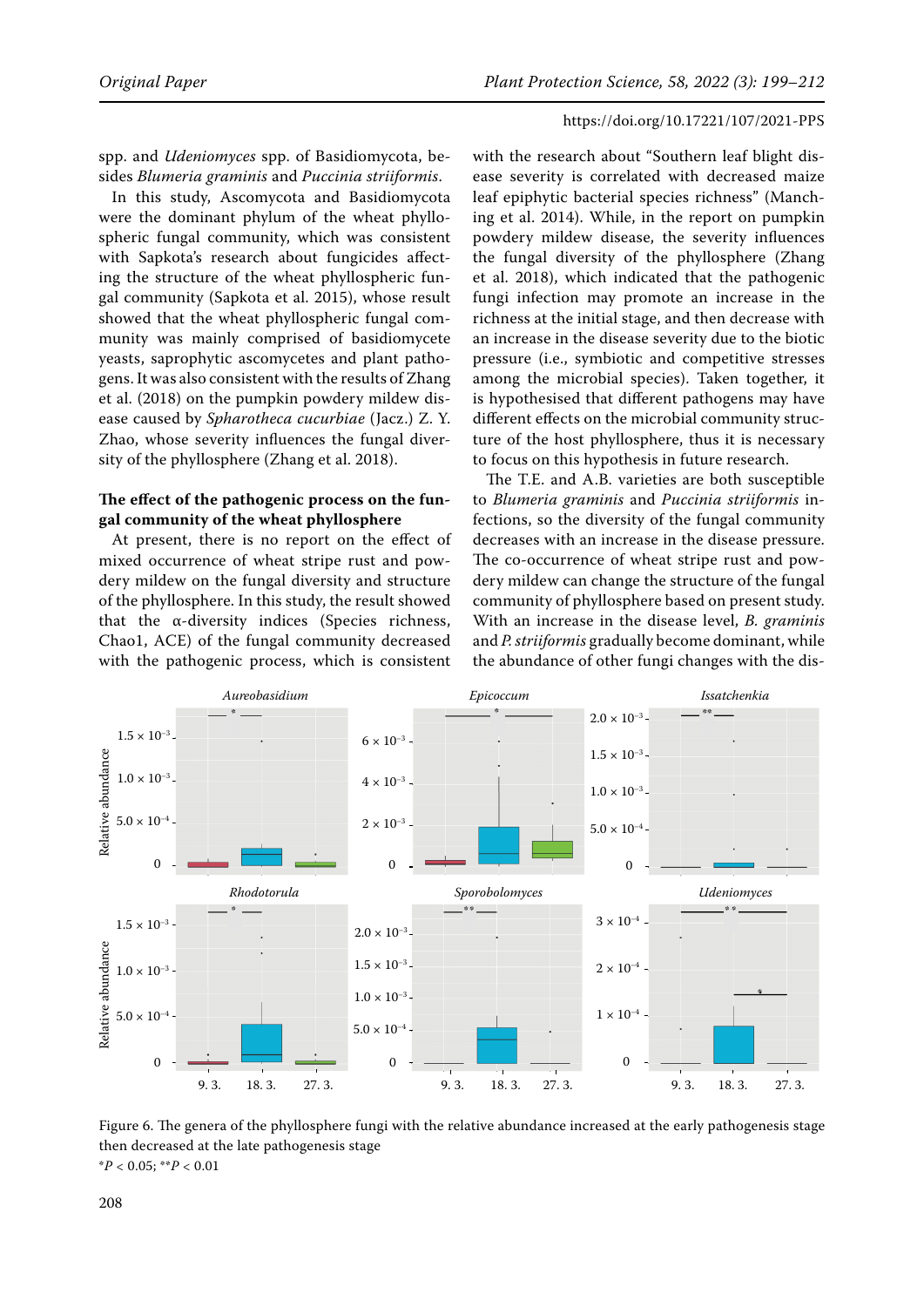spp. and *Udeniomyces* spp. of Basidiomycota, besides *Blumeria graminis* and *Puccinia striiformis*.

In this study, Ascomycota and Basidiomycota were the dominant phylum of the wheat phyllospheric fungal community, which was consistent with Sapkota's research about fungicides affecting the structure of the wheat phyllospheric fungal community (Sapkota et al. 2015), whose result showed that the wheat phyllospheric fungal community was mainly comprised of basidiomycete yeasts, saprophytic ascomycetes and plant pathogens. It was also consistent with the results of Zhang et al. (2018) on the pumpkin powdery mildew disease caused by *Spharotheca cucurbiae* (Jacz.) Z. Y. Zhao, whose severity influences the fungal diversity of the phyllosphere (Zhang et al. 2018).

**The effect of the pathogenic process on the fungal community of the wheat phyllosphere**

At present, there is no report on the effect of mixed occurrence of wheat stripe rust and powdery mildew on the fungal diversity and structure of the phyllosphere. In this study, the result showed that the α-diversity indices (Species richness, Chao1, ACE) of the fungal community decreased with the pathogenic process, which is consistent with the research about "Southern leaf blight disease severity is correlated with decreased maize leaf epiphytic bacterial species richness" (Manching et al. 2014). While, in the report on pumpkin powdery mildew disease, the severity influences the fungal diversity of the phyllosphere (Zhang et al. 2018), which indicated that the pathogenic fungi infection may promote an increase in the richness at the initial stage, and then decrease with an increase in the disease severity due to the biotic pressure (i.e., symbiotic and competitive stresses among the microbial species). Taken together, it is hypothesised that different pathogens may have different effects on the microbial community structure of the host phyllosphere, thus it is necessary to focus on this hypothesis in future research.

The T.E. and A.B. varieties are both susceptible to *Blumeria graminis* and *Puccinia striiformis* infections, so the diversity of the fungal community decreases with an increase in the disease pressure. The co-occurrence of wheat stripe rust and powdery mildew can change the structure of the fungal community of phyllosphere based on present study. With an increase in the disease level, *B. graminis* and *P. striiformis* gradually become dominant, while the abundance of other fungi changes with the dis-

Figure 6. The genera of the phyllosphere fungi with the relative abundance increased at the early pathogenesis stage then decreased at the late pathogenesis stage
\**P* < 0.05; \*\**P* < 0.01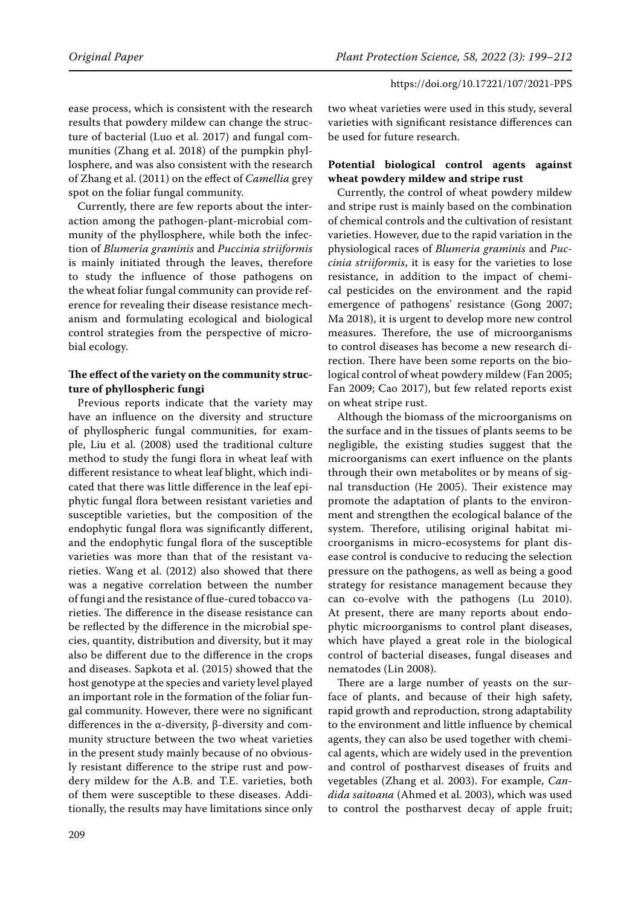ease process, which is consistent with the research results that powdery mildew can change the structure of bacterial (Luo et al. 2017) and fungal communities (Zhang et al. 2018) of the pumpkin phyllosphere, and was also consistent with the research of Zhang et al. (2011) on the effect of *Camellia* grey spot on the foliar fungal community.

Currently, there are few reports about the interaction among the pathogen-plant-microbial community of the phyllosphere, while both the infection of *Blumeria graminis* and *Puccinia striiformis* is mainly initiated through the leaves, therefore to study the influence of those pathogens on the wheat foliar fungal community can provide reference for revealing their disease resistance mechanism and formulating ecological and biological control strategies from the perspective of microbial ecology.

**The effect of the variety on the community structure of phyllospheric fungi**

Previous reports indicate that the variety may have an influence on the diversity and structure of phyllospheric fungal communities, for example, Liu et al. (2008) used the traditional culture method to study the fungi flora in wheat leaf with different resistance to wheat leaf blight, which indicated that there was little difference in the leaf epiphytic fungal flora between resistant varieties and susceptible varieties, but the composition of the endophytic fungal flora was significantly different, and the endophytic fungal flora of the susceptible varieties was more than that of the resistant varieties. Wang et al. (2012) also showed that there was a negative correlation between the number of fungi and the resistance of flue-cured tobacco varieties. The difference in the disease resistance can be reflected by the difference in the microbial species, quantity, distribution and diversity, but it may also be different due to the difference in the crops and diseases. Sapkota et al. (2015) showed that the host genotype at the species and variety level played an important role in the formation of the foliar fungal community. However, there were no significant differences in the α-diversity, β-diversity and community structure between the two wheat varieties in the present study mainly because of no obviously resistant difference to the stripe rust and powdery mildew for the A.B. and T.E. varieties, both of them were susceptible to these diseases. Additionally, the results may have limitations since only two wheat varieties were used in this study, several varieties with significant resistance differences can be used for future research.

**Potential biological control agents against wheat powdery mildew and stripe rust**

Currently, the control of wheat powdery mildew and stripe rust is mainly based on the combination of chemical controls and the cultivation of resistant varieties. However, due to the rapid variation in the physiological races of *Blumeria graminis* and *Puccinia striiformis*, it is easy for the varieties to lose resistance, in addition to the impact of chemical pesticides on the environment and the rapid emergence of pathogens' resistance (Gong 2007; Ma 2018), it is urgent to develop more new control measures. Therefore, the use of microorganisms to control diseases has become a new research direction. There have been some reports on the biological control of wheat powdery mildew (Fan 2005; Fan 2009; Cao 2017), but few related reports exist on wheat stripe rust.

Although the biomass of the microorganisms on the surface and in the tissues of plants seems to be negligible, the existing studies suggest that the microorganisms can exert influence on the plants through their own metabolites or by means of signal transduction (He 2005). Their existence may promote the adaptation of plants to the environment and strengthen the ecological balance of the system. Therefore, utilising original habitat microorganisms in micro-ecosystems for plant disease control is conducive to reducing the selection pressure on the pathogens, as well as being a good strategy for resistance management because they can co-evolve with the pathogens (Lu 2010). At present, there are many reports about endophytic microorganisms to control plant diseases, which have played a great role in the biological control of bacterial diseases, fungal diseases and nematodes (Lin 2008).

There are a large number of yeasts on the surface of plants, and because of their high safety, rapid growth and reproduction, strong adaptability to the environment and little influence by chemical agents, they can also be used together with chemical agents, which are widely used in the prevention and control of postharvest diseases of fruits and vegetables (Zhang et al. 2003). For example, *Candida saitoana* (Ahmed et al. 2003), which was used to control the postharvest decay of apple fruit;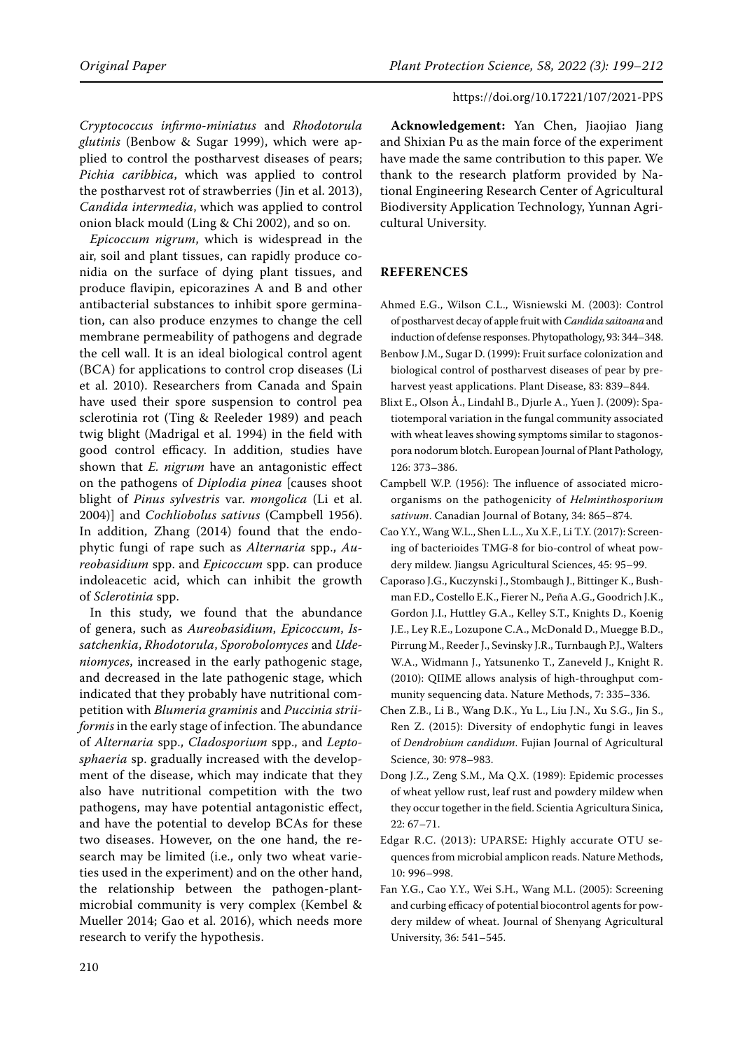*Cryptococcus infirmo-miniatus* and *Rhodotorula glutinis* (Benbow & Sugar 1999), which were applied to control the postharvest diseases of pears; *Pichia caribbica*, which was applied to control the postharvest rot of strawberries (Jin et al. 2013), *Candida intermedia*, which was applied to control onion black mould (Ling & Chi 2002), and so on.

*Epicoccum nigrum*, which is widespread in the air, soil and plant tissues, can rapidly produce conidia on the surface of dying plant tissues, and produce flavipin, epicorazines A and B and other antibacterial substances to inhibit spore germination, can also produce enzymes to change the cell membrane permeability of pathogens and degrade the cell wall. It is an ideal biological control agent (BCA) for applications to control crop diseases (Li et al. 2010). Researchers from Canada and Spain have used their spore suspension to control pea sclerotinia rot (Ting & Reeleder 1989) and peach twig blight (Madrigal et al. 1994) in the field with good control efficacy. In addition, studies have shown that *E. nigrum* have an antagonistic effect on the pathogens of *Diplodia pinea* [causes shoot blight of *Pinus sylvestris* var. *mongolica* (Li et al. 2004)] and *Cochliobolus sativus* (Campbell 1956). In addition, Zhang (2014) found that the endophytic fungi of rape such as *Alternaria* spp., *Aureobasidium* spp. and *Epicoccum* spp. can produce indoleacetic acid, which can inhibit the growth of *Sclerotinia* spp.

In this study, we found that the abundance of genera, such as *Aureobasidium*, *Epicoccum*, *Issatchenkia*, *Rhodotorula*, *Sporobolomyces* and *Udeniomyces*, increased in the early pathogenic stage, and decreased in the late pathogenic stage, which indicated that they probably have nutritional competition with *Blumeria graminis* and *Puccinia striiformis* in the early stage of infection. The abundance of *Alternaria* spp., *Cladosporium* spp., and *Leptosphaeria* sp. gradually increased with the development of the disease, which may indicate that they also have nutritional competition with the two pathogens, may have potential antagonistic effect, and have the potential to develop BCAs for these two diseases. However, on the one hand, the research may be limited (i.e., only two wheat varieties used in the experiment) and on the other hand, the relationship between the pathogen-plant-microbial community is very complex (Kembel & Mueller 2014; Gao et al. 2016), which needs more research to verify the hypothesis.

**Acknowledgement:** Yan Chen, Jiaojiao Jiang and Shixian Pu as the main force of the experiment have made the same contribution to this paper. We thank to the research platform provided by National Engineering Research Center of Agricultural Biodiversity Application Technology, Yunnan Agricultural University.

## REFERENCES

Ahmed E.G., Wilson C.L., Wisniewski M. (2003): Control of postharvest decay of apple fruit with *Candida saitoana* and induction of defense responses. Phytopathology, 93: 344–348.

Benbow J.M., Sugar D. (1999): Fruit surface colonization and biological control of postharvest diseases of pear by preharvest yeast applications. Plant Disease, 83: 839–844.

Blixt E., Olson Å., Lindahl B., Djurle A., Yuen J. (2009): Spatiotemporal variation in the fungal community associated with wheat leaves showing symptoms similar to stagonospora nodorum blotch. European Journal of Plant Pathology, 126: 373–386.

Campbell W.P. (1956): The influence of associated microorganisms on the pathogenicity of *Helminthosporium sativum*. Canadian Journal of Botany, 34: 865–874.

Cao Y.Y., Wang W.L., Shen L.L., Xu X.F., Li T.Y. (2017): Screening of bacterioides TMG-8 for bio-control of wheat powdery mildew. Jiangsu Agricultural Sciences, 45: 95–99.

Caporaso J.G., Kuczynski J., Stombaugh J., Bittinger K., Bushman F.D., Costello E.K., Fierer N., Peña A.G., Goodrich J.K., Gordon J.I., Huttley G.A., Kelley S.T., Knights D., Koenig J.E., Ley R.E., Lozupone C.A., McDonald D., Muegge B.D., Pirrung M., Reeder J., Sevinsky J.R., Turnbaugh P.J., Walters W.A., Widmann J., Yatsunenko T., Zaneveld J., Knight R. (2010): QIIME allows analysis of high-throughput community sequencing data. Nature Methods, 7: 335–336.

Chen Z.B., Li B., Wang D.K., Yu L., Liu J.N., Xu S.G., Jin S., Ren Z. (2015): Diversity of endophytic fungi in leaves of *Dendrobium candidum*. Fujian Journal of Agricultural Science, 30: 978–983.

Dong J.Z., Zeng S.M., Ma Q.X. (1989): Epidemic processes of wheat yellow rust, leaf rust and powdery mildew when they occur together in the field. Scientia Agricultura Sinica, 22: 67–71.

Edgar R.C. (2013): UPARSE: Highly accurate OTU sequences from microbial amplicon reads. Nature Methods, 10: 996–998.

Fan Y.G., Cao Y.Y., Wei S.H., Wang M.L. (2005): Screening and curbing efficacy of potential biocontrol agents for powdery mildew of wheat. Journal of Shenyang Agricultural University, 36: 541–545.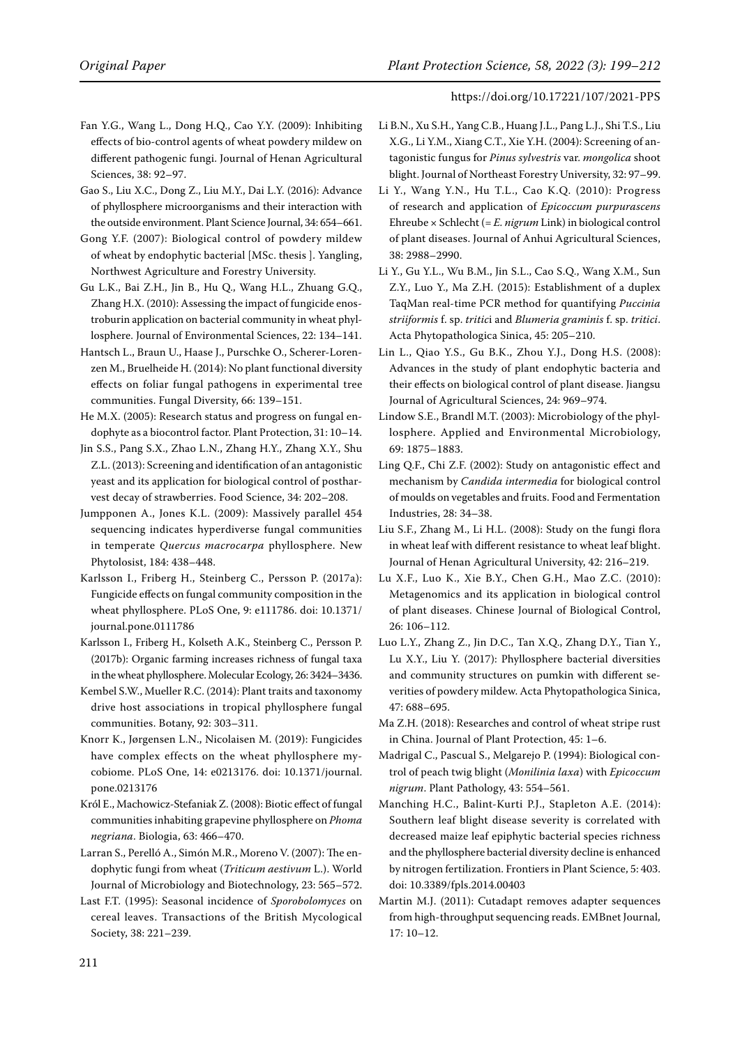Fan Y.G., Wang L., Dong H.Q., Cao Y.Y. (2009): Inhibiting effects of bio-control agents of wheat powdery mildew on different pathogenic fungi. Journal of Henan Agricultural Sciences, 38: 92–97.

Gao S., Liu X.C., Dong Z., Liu M.Y., Dai L.Y. (2016): Advance of phyllosphere microorganisms and their interaction with the outside environment. Plant Science Journal, 34: 654–661.

Gong Y.F. (2007): Biological control of powdery mildew of wheat by endophytic bacterial [MSc. thesis ]. Yangling, Northwest Agriculture and Forestry University.

Gu L.K., Bai Z.H., Jin B., Hu Q., Wang H.L., Zhuang G.Q., Zhang H.X. (2010): Assessing the impact of fungicide enostroburin application on bacterial community in wheat phyllosphere. Journal of Environmental Sciences, 22: 134–141.

Hantsch L., Braun U., Haase J., Purschke O., Scherer-Lorenzen M., Bruelheide H. (2014): No plant functional diversity effects on foliar fungal pathogens in experimental tree communities. Fungal Diversity, 66: 139–151.

He M.X. (2005): Research status and progress on fungal endophyte as a biocontrol factor. Plant Protection, 31: 10–14.

Jin S.S., Pang S.X., Zhao L.N., Zhang H.Y., Zhang X.Y., Shu Z.L. (2013): Screening and identification of an antagonistic yeast and its application for biological control of postharvest decay of strawberries. Food Science, 34: 202–208.

Jumpponen A., Jones K.L. (2009): Massively parallel 454 sequencing indicates hyperdiverse fungal communities in temperate *Quercus macrocarpa* phyllosphere. New Phytolosist, 184: 438–448.

Karlsson I., Friberg H., Steinberg C., Persson P. (2017a): Fungicide effects on fungal community composition in the wheat phyllosphere. PLoS One, 9: e111786. doi: 10.1371/journal.pone.0111786

Karlsson I., Friberg H., Kolseth A.K., Steinberg C., Persson P. (2017b): Organic farming increases richness of fungal taxa in the wheat phyllosphere. Molecular Ecology, 26: 3424–3436.

Kembel S.W., Mueller R.C. (2014): Plant traits and taxonomy drive host associations in tropical phyllosphere fungal communities. Botany, 92: 303–311.

Knorr K., Jørgensen L.N., Nicolaisen M. (2019): Fungicides have complex effects on the wheat phyllosphere mycobiome. PLoS One, 14: e0213176. doi: 10.1371/journal.pone.0213176

Król E., Machowicz-Stefaniak Z. (2008): Biotic effect of fungal communities inhabiting grapevine phyllosphere on *Phoma negriana*. Biologia, 63: 466–470.

Larran S., Perelló A., Simón M.R., Moreno V. (2007): The endophytic fungi from wheat (*Triticum aestivum* L.). World Journal of Microbiology and Biotechnology, 23: 565–572.

Last F.T. (1995): Seasonal incidence of *Sporobolomyces* on cereal leaves. Transactions of the British Mycological Society, 38: 221–239.

Li B.N., Xu S.H., Yang C.B., Huang J.L., Pang L.J., Shi T.S., Liu X.G., Li Y.M., Xiang C.T., Xie Y.H. (2004): Screening of antagonistic fungus for *Pinus sylvestris* var. *mongolica* shoot blight. Journal of Northeast Forestry University, 32: 97–99.

Li Y., Wang Y.N., Hu T.L., Cao K.Q. (2010): Progress of research and application of *Epicoccum purpurascens* Ehreube × Schlecht (= *E. nigrum* Link) in biological control of plant diseases. Journal of Anhui Agricultural Sciences, 38: 2988–2990.

Li Y., Gu Y.L., Wu B.M., Jin S.L., Cao S.Q., Wang X.M., Sun Z.Y., Luo Y., Ma Z.H. (2015): Establishment of a duplex TaqMan real-time PCR method for quantifying *Puccinia striiformis* f. sp. *tritic*i and *Blumeria graminis* f. sp. *tritici*. Acta Phytopathologica Sinica, 45: 205–210.

Lin L., Qiao Y.S., Gu B.K., Zhou Y.J., Dong H.S. (2008): Advances in the study of plant endophytic bacteria and their effects on biological control of plant disease. Jiangsu Journal of Agricultural Sciences, 24: 969–974.

Lindow S.E., Brandl M.T. (2003): Microbiology of the phyllosphere. Applied and Environmental Microbiology, 69: 1875–1883.

Ling Q.F., Chi Z.F. (2002): Study on antagonistic effect and mechanism by *Candida intermedia* for biological control of moulds on vegetables and fruits. Food and Fermentation Industries, 28: 34–38.

Liu S.F., Zhang M., Li H.L. (2008): Study on the fungi flora in wheat leaf with different resistance to wheat leaf blight. Journal of Henan Agricultural University, 42: 216–219.

Lu X.F., Luo K., Xie B.Y., Chen G.H., Mao Z.C. (2010): Metagenomics and its application in biological control of plant diseases. Chinese Journal of Biological Control, 26: 106–112.

Luo L.Y., Zhang Z., Jin D.C., Tan X.Q., Zhang D.Y., Tian Y., Lu X.Y., Liu Y. (2017): Phyllosphere bacterial diversities and community structures on pumkin with different severities of powdery mildew. Acta Phytopathologica Sinica, 47: 688–695.

Ma Z.H. (2018): Researches and control of wheat stripe rust in China. Journal of Plant Protection, 45: 1–6.

Madrigal C., Pascual S., Melgarejo P. (1994): Biological control of peach twig blight (*Monilinia laxa*) with *Epicoccum nigrum*. Plant Pathology, 43: 554–561.

Manching H.C., Balint-Kurti P.J., Stapleton A.E. (2014): Southern leaf blight disease severity is correlated with decreased maize leaf epiphytic bacterial species richness and the phyllosphere bacterial diversity decline is enhanced by nitrogen fertilization. Frontiers in Plant Science, 5: 403. doi: 10.3389/fpls.2014.00403

Martin M.J. (2011): Cutadapt removes adapter sequences from high-throughput sequencing reads. EMBnet Journal, 17: 10–12.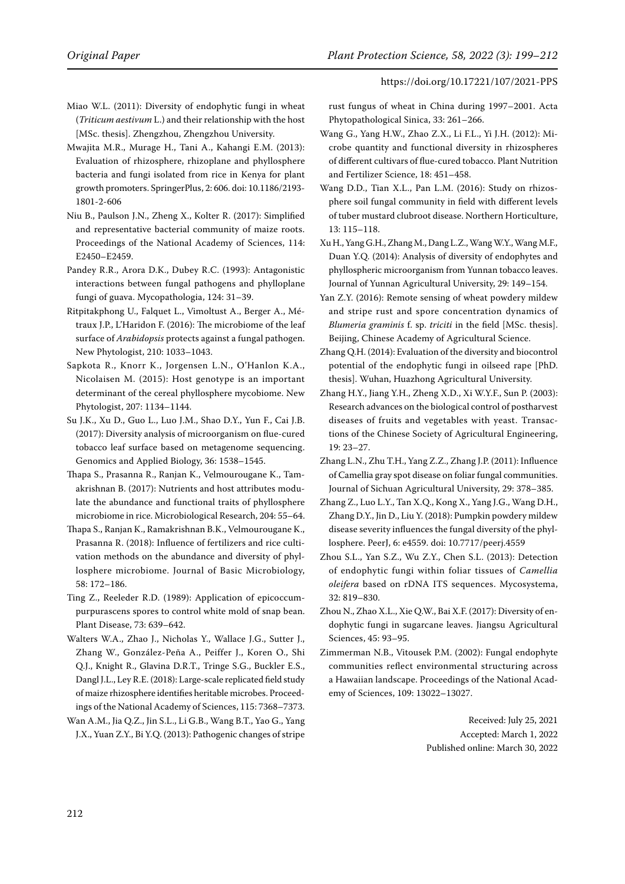Miao W.L. (2011): Diversity of endophytic fungi in wheat (*Triticum aestivum* L.) and their relationship with the host [MSc. thesis]. Zhengzhou, Zhengzhou University.

Mwajita M.R., Murage H., Tani A., Kahangi E.M. (2013): Evaluation of rhizosphere, rhizoplane and phyllosphere bacteria and fungi isolated from rice in Kenya for plant growth promoters. SpringerPlus, 2: 606. doi: 10.1186/2193-1801-2-606

Niu B., Paulson J.N., Zheng X., Kolter R. (2017): Simplified and representative bacterial community of maize roots. Proceedings of the National Academy of Sciences, 114: E2450–E2459.

Pandey R.R., Arora D.K., Dubey R.C. (1993): Antagonistic interactions between fungal pathogens and phylloplane fungi of guava. Mycopathologia, 124: 31–39.

Ritpitakphong U., Falquet L., Vimoltust A., Berger A., Métraux J.P., L'Haridon F. (2016): The microbiome of the leaf surface of *Arabidopsis* protects against a fungal pathogen. New Phytologist, 210: 1033–1043.

Sapkota R., Knorr K., Jorgensen L.N., O'Hanlon K.A., Nicolaisen M. (2015): Host genotype is an important determinant of the cereal phyllosphere mycobiome. New Phytologist, 207: 1134–1144.

Su J.K., Xu D., Guo L., Luo J.M., Shao D.Y., Yun F., Cai J.B. (2017): Diversity analysis of microorganism on flue-cured tobacco leaf surface based on metagenome sequencing. Genomics and Applied Biology, 36: 1538–1545.

Thapa S., Prasanna R., Ranjan K., Velmourougane K., Tamakrishnan B. (2017): Nutrients and host attributes modulate the abundance and functional traits of phyllosphere microbiome in rice. Microbiological Research, 204: 55–64.

Thapa S., Ranjan K., Ramakrishnan B.K., Velmourougane K., Prasanna R. (2018): Influence of fertilizers and rice cultivation methods on the abundance and diversity of phyllosphere microbiome. Journal of Basic Microbiology, 58: 172–186.

Ting Z., Reeleder R.D. (1989): Application of epicoccum-purpurascens spores to control white mold of snap bean. Plant Disease, 73: 639–642.

Walters W.A., Zhao J., Nicholas Y., Wallace J.G., Sutter J., Zhang W., González-Peña A., Peiffer J., Koren O., Shi Q.J., Knight R., Glavina D.R.T., Tringe S.G., Buckler E.S., Dangl J.L., Ley R.E. (2018): Large-scale replicated field study of maize rhizosphere identifies heritable microbes. Proceedings of the National Academy of Sciences, 115: 7368–7373.

Wan A.M., Jia Q.Z., Jin S.L., Li G.B., Wang B.T., Yao G., Yang J.X., Yuan Z.Y., Bi Y.Q. (2013): Pathogenic changes of stripe rust fungus of wheat in China during 1997–2001. Acta Phytopathological Sinica, 33: 261–266.

Wang G., Yang H.W., Zhao Z.X., Li F.L., Yi J.H. (2012): Microbe quantity and functional diversity in rhizospheres of different cultivars of flue-cured tobacco. Plant Nutrition and Fertilizer Science, 18: 451–458.

Wang D.D., Tian X.L., Pan L.M. (2016): Study on rhizosphere soil fungal community in field with different levels of tuber mustard clubroot disease. Northern Horticulture, 13: 115–118.

Xu H., Yang G.H., Zhang M., Dang L.Z., Wang W.Y., Wang M.F., Duan Y.Q. (2014): Analysis of diversity of endophytes and phyllospheric microorganism from Yunnan tobacco leaves. Journal of Yunnan Agricultural University, 29: 149–154.

Yan Z.Y. (2016): Remote sensing of wheat powdery mildew and stripe rust and spore concentration dynamics of *Blumeria graminis* f. sp. *triciti* in the field [MSc. thesis]. Beijing, Chinese Academy of Agricultural Science.

Zhang Q.H. (2014): Evaluation of the diversity and biocontrol potential of the endophytic fungi in oilseed rape [PhD. thesis]. Wuhan, Huazhong Agricultural University.

Zhang H.Y., Jiang Y.H., Zheng X.D., Xi W.Y.F., Sun P. (2003): Research advances on the biological control of postharvest diseases of fruits and vegetables with yeast. Transactions of the Chinese Society of Agricultural Engineering, 19: 23–27.

Zhang L.N., Zhu T.H., Yang Z.Z., Zhang J.P. (2011): Influence of Camellia gray spot disease on foliar fungal communities. Journal of Sichuan Agricultural University, 29: 378–385.

Zhang Z., Luo L.Y., Tan X.Q., Kong X., Yang J.G., Wang D.H., Zhang D.Y., Jin D., Liu Y. (2018): Pumpkin powdery mildew disease severity influences the fungal diversity of the phyllosphere. PeerJ, 6: e4559. doi: 10.7717/peerj.4559

Zhou S.L., Yan S.Z., Wu Z.Y., Chen S.L. (2013): Detection of endophytic fungi within foliar tissues of *Camellia oleifera* based on rDNA ITS sequences. Mycosystema, 32: 819–830.

Zhou N., Zhao X.L., Xie Q.W., Bai X.F. (2017): Diversity of endophytic fungi in sugarcane leaves. Jiangsu Agricultural Sciences, 45: 93–95.

Zimmerman N.B., Vitousek P.M. (2002): Fungal endophyte communities reflect environmental structuring across a Hawaiian landscape. Proceedings of the National Academy of Sciences, 109: 13022–13027.

Received: July 25, 2021
Accepted: March 1, 2022
Published online: March 30, 2022